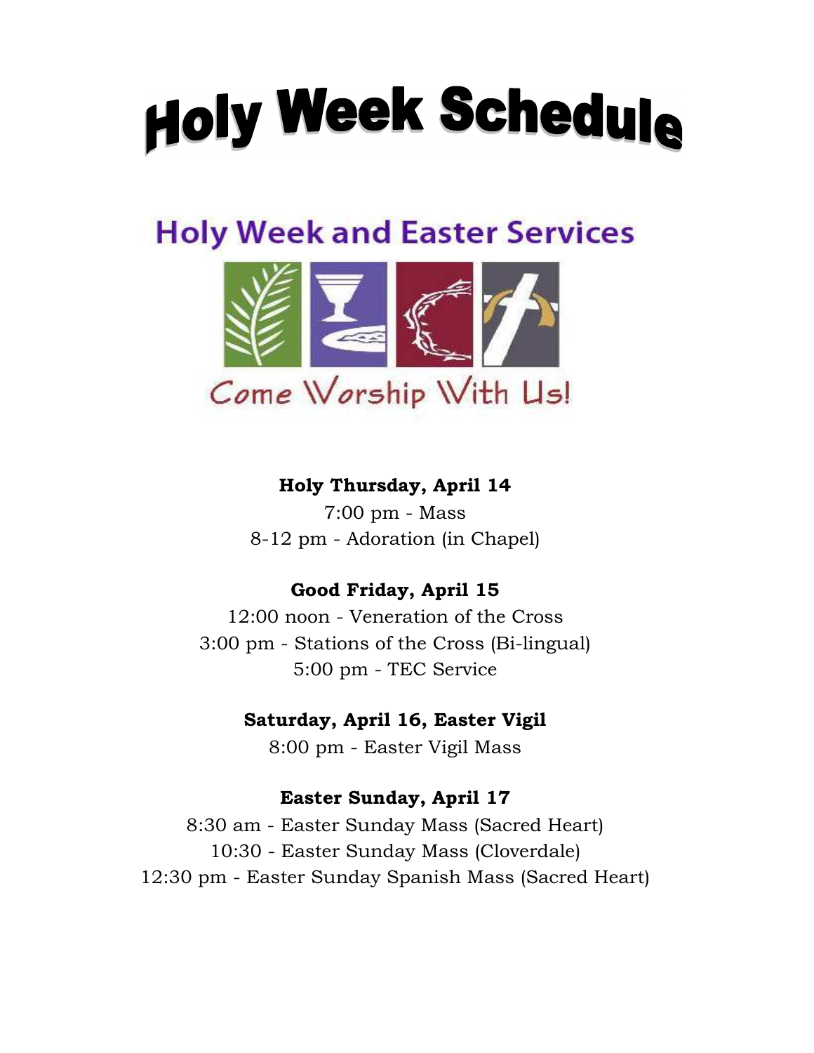# Holy Week Schedule

## Holy Week and Easter Services

Come Worship With Us!

**Holy Thursday, April 14**

7:00 pm - Mass

8-12 pm - Adoration (in Chapel)

**Good Friday, April 15**

12:00 noon - Veneration of the Cross

3:00 pm - Stations of the Cross (Bi-lingual)

5:00 pm - TEC Service

**Saturday, April 16, Easter Vigil**

8:00 pm - Easter Vigil Mass

**Easter Sunday, April 17**

8:30 am - Easter Sunday Mass (Sacred Heart)

10:30 - Easter Sunday Mass (Cloverdale)

12:30 pm - Easter Sunday Spanish Mass (Sacred Heart)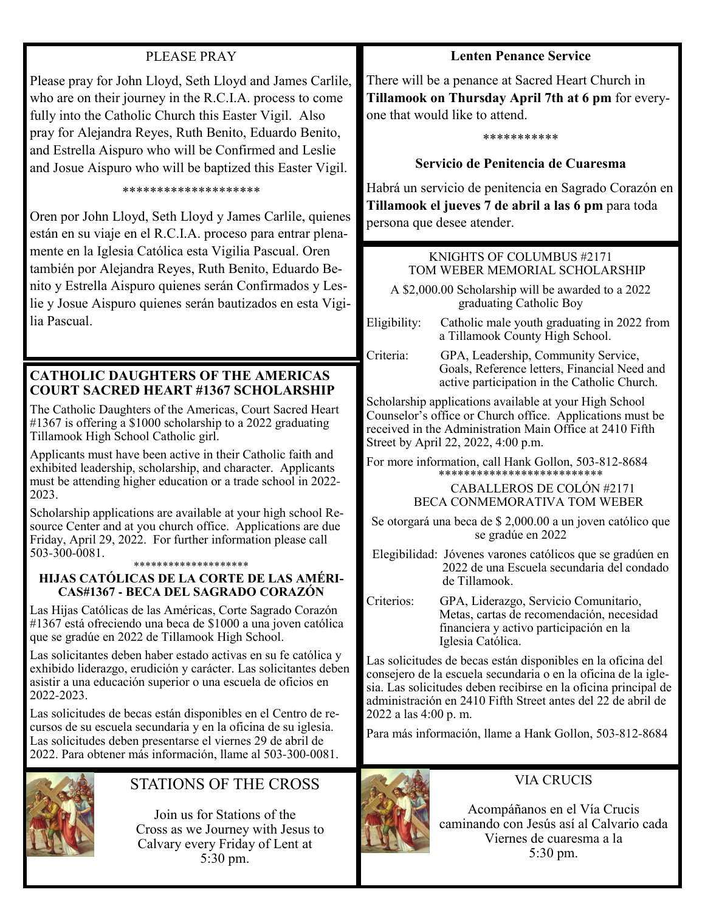## PLEASE PRAY

Please pray for John Lloyd, Seth Lloyd and James Carlile, who are on their journey in the R.C.I.A. process to come fully into the Catholic Church this Easter Vigil. Also pray for Alejandra Reyes, Ruth Benito, Eduardo Benito, and Estrella Aispuro who will be Confirmed and Leslie and Josue Aispuro who will be baptized this Easter Vigil.

********************

Oren por John Lloyd, Seth Lloyd y James Carlile, quienes están en su viaje en el R.C.I.A. proceso para entrar plenamente en la Iglesia Católica esta Vigilia Pascual. Oren también por Alejandra Reyes, Ruth Benito, Eduardo Benito y Estrella Aispuro quienes serán Confirmados y Leslie y Josue Aispuro quienes serán bautizados en esta Vigilia Pascual.

## CATHOLIC DAUGHTERS OF THE AMERICAS COURT SACRED HEART #1367 SCHOLARSHIP

The Catholic Daughters of the Americas, Court Sacred Heart #1367 is offering a $1000 scholarship to a 2022 graduating Tillamook High School Catholic girl.

Applicants must have been active in their Catholic faith and exhibited leadership, scholarship, and character. Applicants must be attending higher education or a trade school in 2022-2023.

Scholarship applications are available at your high school Resource Center and at you church office. Applications are due Friday, April 29, 2022. For further information please call 503-300-0081.

********************

## HIJAS CATÓLICAS DE LA CORTE DE LAS AMÉRICAS#1367 - BECA DEL SAGRADO CORAZÓN

Las Hijas Católicas de las Américas, Corte Sagrado Corazón #1367 está ofreciendo una beca de $1000 a una joven católica que se gradúe en 2022 de Tillamook High School.

Las solicitantes deben haber estado activas en su fe católica y exhibido liderazgo, erudición y carácter. Las solicitantes deben asistir a una educación superior o una escuela de oficios en 2022-2023.

Las solicitudes de becas están disponibles en el Centro de recursos de su escuela secundaria y en la oficina de su iglesia. Las solicitudes deben presentarse el viernes 29 de abril de 2022. Para obtener más información, llame al 503-300-0081.

## STATIONS OF THE CROSS

Join us for Stations of the Cross as we Journey with Jesus to Calvary every Friday of Lent at 5:30 pm.

## Lenten Penance Service

There will be a penance at Sacred Heart Church in **Tillamook on Thursday April 7th at 6 pm** for everyone that would like to attend.

***********

## Servicio de Penitencia de Cuaresma

Habrá un servicio de penitencia en Sagrado Corazón en **Tillamook el jueves 7 de abril a las 6 pm** para toda persona que desee atender.

## KNIGHTS OF COLUMBUS #2171 TOM WEBER MEMORIAL SCHOLARSHIP

A $2,000.00 Scholarship will be awarded to a 2022 graduating Catholic Boy

Eligibility: Catholic male youth graduating in 2022 from a Tillamook County High School.

Criteria: GPA, Leadership, Community Service, Goals, Reference letters, Financial Need and active participation in the Catholic Church.

Scholarship applications available at your High School Counselor's office or Church office. Applications must be received in the Administration Main Office at 2410 Fifth Street by April 22, 2022, 4:00 p.m.

For more information, call Hank Gollon, 503-812-8684

**************************

## CABALLEROS DE COLÓN #2171 BECA CONMEMORATIVA TOM WEBER

Se otorgará una beca de $ 2,000.00 a un joven católico que se gradúe en 2022

Elegibilidad: Jóvenes varones católicos que se gradúen en 2022 de una Escuela secundaria del condado de Tillamook.

Criterios: GPA, Liderazgo, Servicio Comunitario, Metas, cartas de recomendación, necesidad financiera y activo participación en la Iglesia Católica.

Las solicitudes de becas están disponibles en la oficina del consejero de la escuela secundaria o en la oficina de la iglesia. Las solicitudes deben recibirse en la oficina principal de administración en 2410 Fifth Street antes del 22 de abril de 2022 a las 4:00 p. m.

Para más información, llame a Hank Gollon, 503-812-8684

## VIA CRUCIS

Acompáñanos en el Vía Crucis caminando con Jesús así al Calvario cada Viernes de cuaresma a la 5:30 pm.